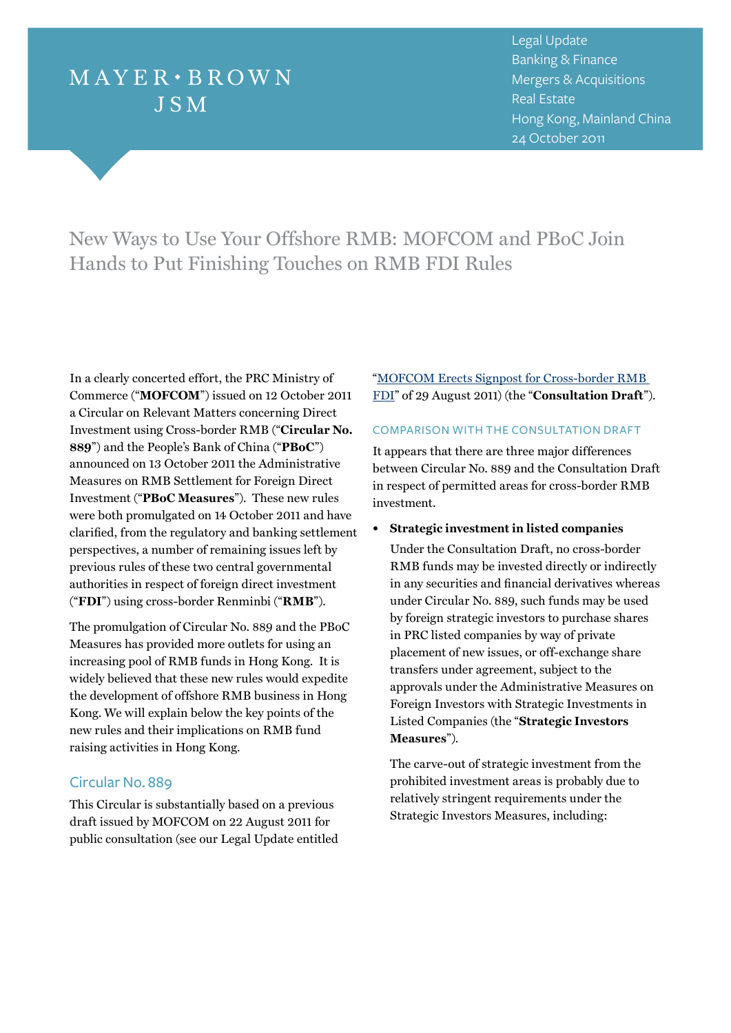MAYER • BROWN JSM

Legal Update
Banking & Finance
Mergers & Acquisitions
Real Estate
Hong Kong, Mainland China
24 October 2011

# New Ways to Use Your Offshore RMB: MOFCOM and PBoC Join Hands to Put Finishing Touches on RMB FDI Rules

In a clearly concerted effort, the PRC Ministry of Commerce ("**MOFCOM**") issued on 12 October 2011 a Circular on Relevant Matters concerning Direct Investment using Cross-border RMB ("**Circular No. 889**") and the People's Bank of China ("**PBoC**") announced on 13 October 2011 the Administrative Measures on RMB Settlement for Foreign Direct Investment ("**PBoC Measures**"). These new rules were both promulgated on 14 October 2011 and have clarified, from the regulatory and banking settlement perspectives, a number of remaining issues left by previous rules of these two central governmental authorities in respect of foreign direct investment ("**FDI**") using cross-border Renminbi ("**RMB**").

The promulgation of Circular No. 889 and the PBoC Measures has provided more outlets for using an increasing pool of RMB funds in Hong Kong. It is widely believed that these new rules would expedite the development of offshore RMB business in Hong Kong. We will explain below the key points of the new rules and their implications on RMB fund raising activities in Hong Kong.

## Circular No. 889

This Circular is substantially based on a previous draft issued by MOFCOM on 22 August 2011 for public consultation (see our Legal Update entitled "MOFCOM Erects Signpost for Cross-border RMB FDI" of 29 August 2011) (the "**Consultation Draft**").

### COMPARISON WITH THE CONSULTATION DRAFT

It appears that there are three major differences between Circular No. 889 and the Consultation Draft in respect of permitted areas for cross-border RMB investment.

- **Strategic investment in listed companies**

  Under the Consultation Draft, no cross-border RMB funds may be invested directly or indirectly in any securities and financial derivatives whereas under Circular No. 889, such funds may be used by foreign strategic investors to purchase shares in PRC listed companies by way of private placement of new issues, or off-exchange share transfers under agreement, subject to the approvals under the Administrative Measures on Foreign Investors with Strategic Investments in Listed Companies (the "**Strategic Investors Measures**").

  The carve-out of strategic investment from the prohibited investment areas is probably due to relatively stringent requirements under the Strategic Investors Measures, including: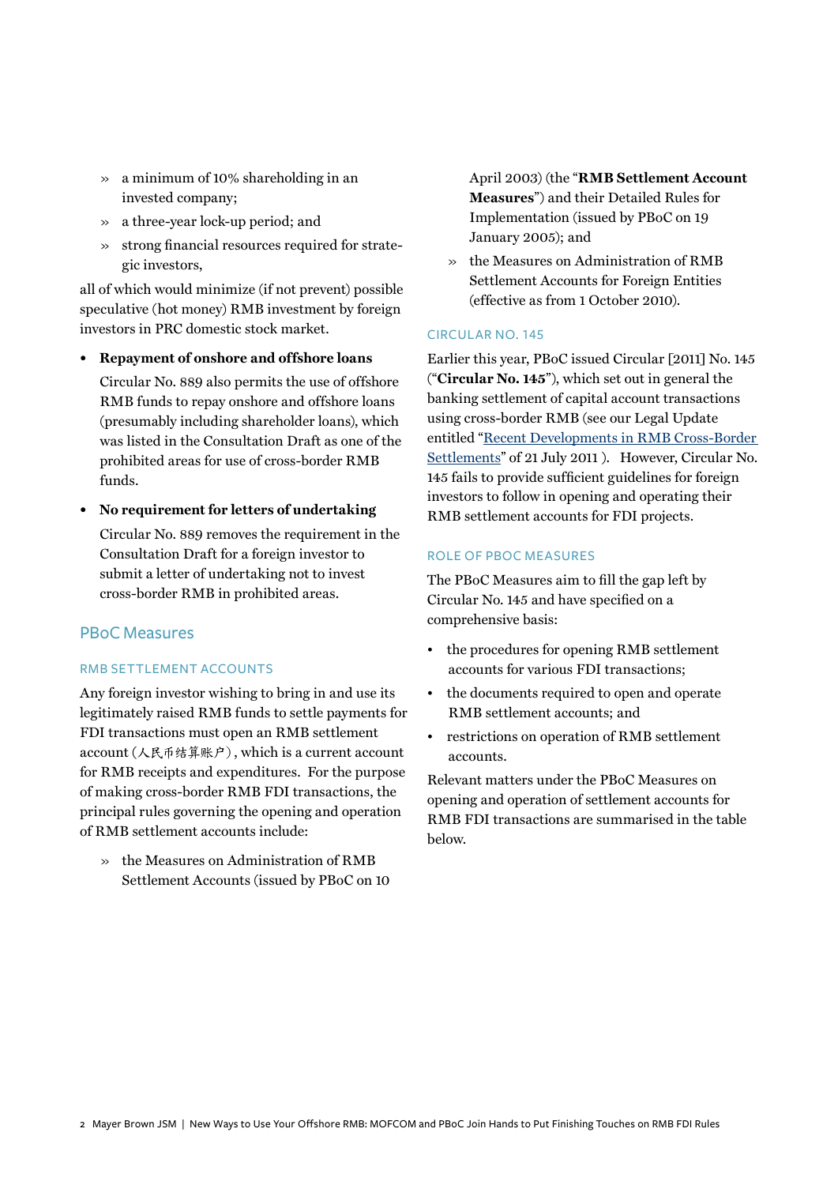- a minimum of 10% shareholding in an invested company;
- a three-year lock-up period; and
- strong financial resources required for strategic investors,

all of which would minimize (if not prevent) possible speculative (hot money) RMB investment by foreign investors in PRC domestic stock market.

- **Repayment of onshore and offshore loans**

  Circular No. 889 also permits the use of offshore RMB funds to repay onshore and offshore loans (presumably including shareholder loans), which was listed in the Consultation Draft as one of the prohibited areas for use of cross-border RMB funds.

- **No requirement for letters of undertaking**

  Circular No. 889 removes the requirement in the Consultation Draft for a foreign investor to submit a letter of undertaking not to invest cross-border RMB in prohibited areas.

## PBoC Measures

### RMB SETTLEMENT ACCOUNTS

Any foreign investor wishing to bring in and use its legitimately raised RMB funds to settle payments for FDI transactions must open an RMB settlement account (人民币结算账户), which is a current account for RMB receipts and expenditures. For the purpose of making cross-border RMB FDI transactions, the principal rules governing the opening and operation of RMB settlement accounts include:

- the Measures on Administration of RMB Settlement Accounts (issued by PBoC on 10 April 2003) (the "**RMB Settlement Account Measures**") and their Detailed Rules for Implementation (issued by PBoC on 19 January 2005); and
- the Measures on Administration of RMB Settlement Accounts for Foreign Entities (effective as from 1 October 2010).

### CIRCULAR NO. 145

Earlier this year, PBoC issued Circular [2011] No. 145 ("**Circular No. 145**"), which set out in general the banking settlement of capital account transactions using cross-border RMB (see our Legal Update entitled "Recent Developments in RMB Cross-Border Settlements" of 21 July 2011 ). However, Circular No. 145 fails to provide sufficient guidelines for foreign investors to follow in opening and operating their RMB settlement accounts for FDI projects.

### ROLE OF PBOC MEASURES

The PBoC Measures aim to fill the gap left by Circular No. 145 and have specified on a comprehensive basis:

- the procedures for opening RMB settlement accounts for various FDI transactions;
- the documents required to open and operate RMB settlement accounts; and
- restrictions on operation of RMB settlement accounts.

Relevant matters under the PBoC Measures on opening and operation of settlement accounts for RMB FDI transactions are summarised in the table below.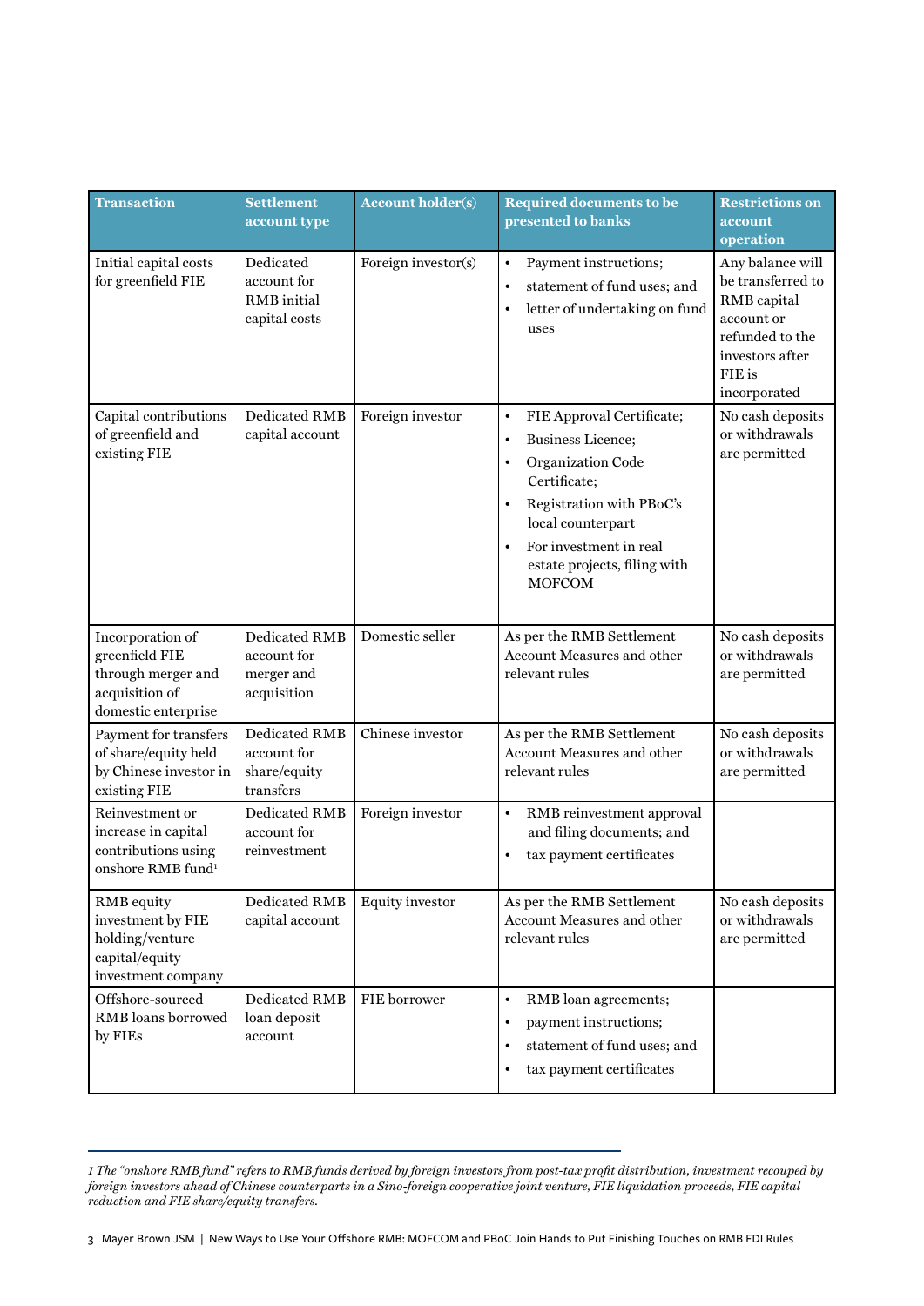| Transaction | Settlement account type | Account holder(s) | Required documents to be presented to banks | Restrictions on account operation |
|---|---|---|---|---|
| Initial capital costs for greenfield FIE | Dedicated account for RMB initial capital costs | Foreign investor(s) | • Payment instructions;<br>• statement of fund uses; and<br>• letter of undertaking on fund uses | Any balance will be transferred to RMB capital account or refunded to the investors after FIE is incorporated |
| Capital contributions of greenfield and existing FIE | Dedicated RMB capital account | Foreign investor | • FIE Approval Certificate;<br>• Business Licence;<br>• Organization Code Certificate;<br>• Registration with PBoC's local counterpart<br>• For investment in real estate projects, filing with MOFCOM | No cash deposits or withdrawals are permitted |
| Incorporation of greenfield FIE through merger and acquisition of domestic enterprise | Dedicated RMB account for merger and acquisition | Domestic seller | As per the RMB Settlement Account Measures and other relevant rules | No cash deposits or withdrawals are permitted |
| Payment for transfers of share/equity held by Chinese investor in existing FIE | Dedicated RMB account for share/equity transfers | Chinese investor | As per the RMB Settlement Account Measures and other relevant rules | No cash deposits or withdrawals are permitted |
| Reinvestment or increase in capital contributions using onshore RMB fund[1] | Dedicated RMB account for reinvestment | Foreign investor | • RMB reinvestment approval and filing documents; and<br>• tax payment certificates | |
| RMB equity investment by FIE holding/venture capital/equity investment company | Dedicated RMB capital account | Equity investor | As per the RMB Settlement Account Measures and other relevant rules | No cash deposits or withdrawals are permitted |
| Offshore-sourced RMB loans borrowed by FIEs | Dedicated RMB loan deposit account | FIE borrower | • RMB loan agreements;<br>• payment instructions;<br>• statement of fund uses; and<br>• tax payment certificates | |

*1 The "onshore RMB fund" refers to RMB funds derived by foreign investors from post-tax profit distribution, investment recouped by foreign investors ahead of Chinese counterparts in a Sino-foreign cooperative joint venture, FIE liquidation proceeds, FIE capital reduction and FIE share/equity transfers.*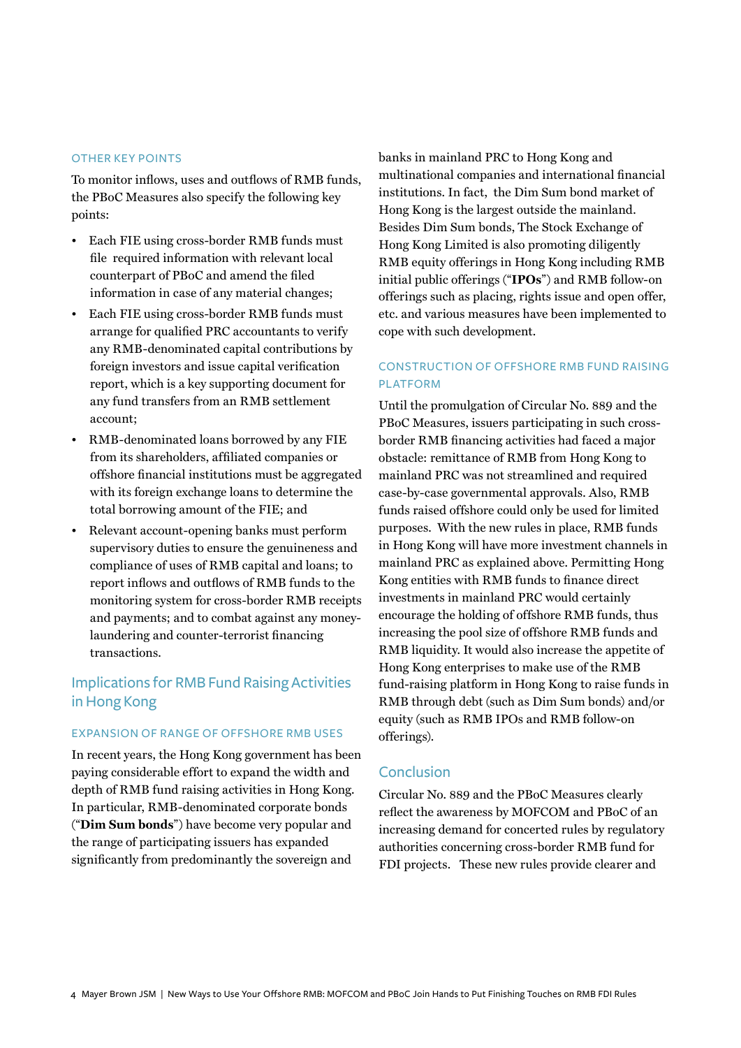### OTHER KEY POINTS

To monitor inflows, uses and outflows of RMB funds, the PBoC Measures also specify the following key points:

- Each FIE using cross-border RMB funds must file required information with relevant local counterpart of PBoC and amend the filed information in case of any material changes;
- Each FIE using cross-border RMB funds must arrange for qualified PRC accountants to verify any RMB-denominated capital contributions by foreign investors and issue capital verification report, which is a key supporting document for any fund transfers from an RMB settlement account;
- RMB-denominated loans borrowed by any FIE from its shareholders, affiliated companies or offshore financial institutions must be aggregated with its foreign exchange loans to determine the total borrowing amount of the FIE; and
- Relevant account-opening banks must perform supervisory duties to ensure the genuineness and compliance of uses of RMB capital and loans; to report inflows and outflows of RMB funds to the monitoring system for cross-border RMB receipts and payments; and to combat against any money-laundering and counter-terrorist financing transactions.

## Implications for RMB Fund Raising Activities in Hong Kong

### EXPANSION OF RANGE OF OFFSHORE RMB USES

In recent years, the Hong Kong government has been paying considerable effort to expand the width and depth of RMB fund raising activities in Hong Kong. In particular, RMB-denominated corporate bonds ("**Dim Sum bonds**") have become very popular and the range of participating issuers has expanded significantly from predominantly the sovereign and banks in mainland PRC to Hong Kong and multinational companies and international financial institutions. In fact, the Dim Sum bond market of Hong Kong is the largest outside the mainland. Besides Dim Sum bonds, The Stock Exchange of Hong Kong Limited is also promoting diligently RMB equity offerings in Hong Kong including RMB initial public offerings ("**IPOs**") and RMB follow-on offerings such as placing, rights issue and open offer, etc. and various measures have been implemented to cope with such development.

### CONSTRUCTION OF OFFSHORE RMB FUND RAISING PLATFORM

Until the promulgation of Circular No. 889 and the PBoC Measures, issuers participating in such cross-border RMB financing activities had faced a major obstacle: remittance of RMB from Hong Kong to mainland PRC was not streamlined and required case-by-case governmental approvals. Also, RMB funds raised offshore could only be used for limited purposes. With the new rules in place, RMB funds in Hong Kong will have more investment channels in mainland PRC as explained above. Permitting Hong Kong entities with RMB funds to finance direct investments in mainland PRC would certainly encourage the holding of offshore RMB funds, thus increasing the pool size of offshore RMB funds and RMB liquidity. It would also increase the appetite of Hong Kong enterprises to make use of the RMB fund-raising platform in Hong Kong to raise funds in RMB through debt (such as Dim Sum bonds) and/or equity (such as RMB IPOs and RMB follow-on offerings).

## Conclusion

Circular No. 889 and the PBoC Measures clearly reflect the awareness by MOFCOM and PBoC of an increasing demand for concerted rules by regulatory authorities concerning cross-border RMB fund for FDI projects. These new rules provide clearer and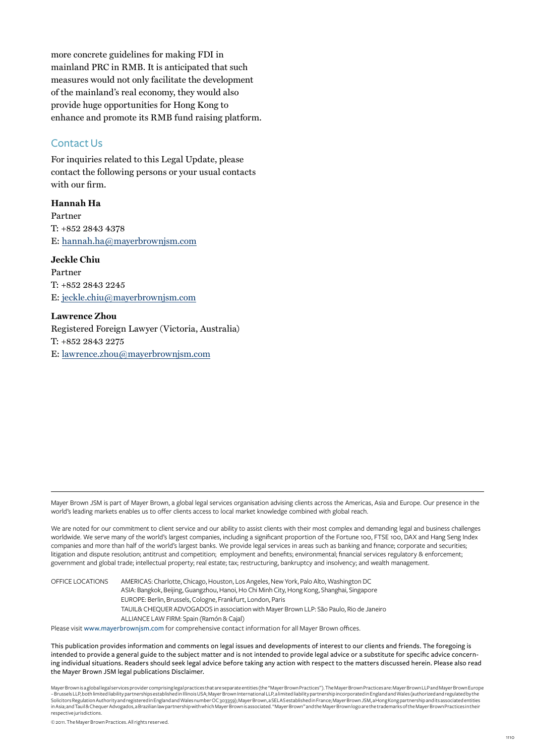more concrete guidelines for making FDI in mainland PRC in RMB. It is anticipated that such measures would not only facilitate the development of the mainland's real economy, they would also provide huge opportunities for Hong Kong to enhance and promote its RMB fund raising platform.

## Contact Us

For inquiries related to this Legal Update, please contact the following persons or your usual contacts with our firm.

**Hannah Ha**
Partner
T: +852 2843 4378
E: hannah.ha@mayerbrownjsm.com

**Jeckle Chiu**
Partner
T: +852 2843 2245
E: jeckle.chiu@mayerbrownjsm.com

**Lawrence Zhou**
Registered Foreign Lawyer (Victoria, Australia)
T: +852 2843 2275
E: lawrence.zhou@mayerbrownjsm.com

---

Mayer Brown JSM is part of Mayer Brown, a global legal services organisation advising clients across the Americas, Asia and Europe. Our presence in the world's leading markets enables us to offer clients access to local market knowledge combined with global reach.

We are noted for our commitment to client service and our ability to assist clients with their most complex and demanding legal and business challenges worldwide. We serve many of the world's largest companies, including a significant proportion of the Fortune 100, FTSE 100, DAX and Hang Seng Index companies and more than half of the world's largest banks. We provide legal services in areas such as banking and finance; corporate and securities; litigation and dispute resolution; antitrust and competition; employment and benefits; environmental; financial services regulatory & enforcement; government and global trade; intellectual property; real estate; tax; restructuring, bankruptcy and insolvency; and wealth management.

OFFICE LOCATIONS
AMERICAS: Charlotte, Chicago, Houston, Los Angeles, New York, Palo Alto, Washington DC
ASIA: Bangkok, Beijing, Guangzhou, Hanoi, Ho Chi Minh City, Hong Kong, Shanghai, Singapore
EUROPE: Berlin, Brussels, Cologne, Frankfurt, London, Paris
TAUIL& CHEQUER ADVOGADOS in association with Mayer Brown LLP: São Paulo, Rio de Janeiro
ALLIANCE LAW FIRM: Spain (Ramón & Cajal)

Please visit www.mayerbrownjsm.com for comprehensive contact information for all Mayer Brown offices.

This publication provides information and comments on legal issues and developments of interest to our clients and friends. The foregoing is intended to provide a general guide to the subject matter and is not intended to provide legal advice or a substitute for specific advice concerning individual situations. Readers should seek legal advice before taking any action with respect to the matters discussed herein. Please also read the Mayer Brown JSM legal publications Disclaimer.

Mayer Brown is a global legal services provider comprising legal practices that are separate entities (the "Mayer Brown Practices"). The Mayer Brown Practices are: Mayer Brown LLP and Mayer Brown Europe – Brussels LLP, both limited liability partnerships established in Illinois USA; Mayer Brown International LLP, a limited liability partnership incorporated in England and Wales (authorized and regulated by the Solicitors Regulation Authority and registered in England and Wales number OC 303359); Mayer Brown, a SELAS established in France; Mayer Brown JSM, a Hong Kong partnership and its associated entities in Asia; and Tauil & Chequer Advogados, a Brazilian law partnership with which Mayer Brown is associated. "Mayer Brown" and the Mayer Brown logo are the trademarks of the Mayer Brown Practices in their respective jurisdictions.

© 2011. The Mayer Brown Practices. All rights reserved.

1110